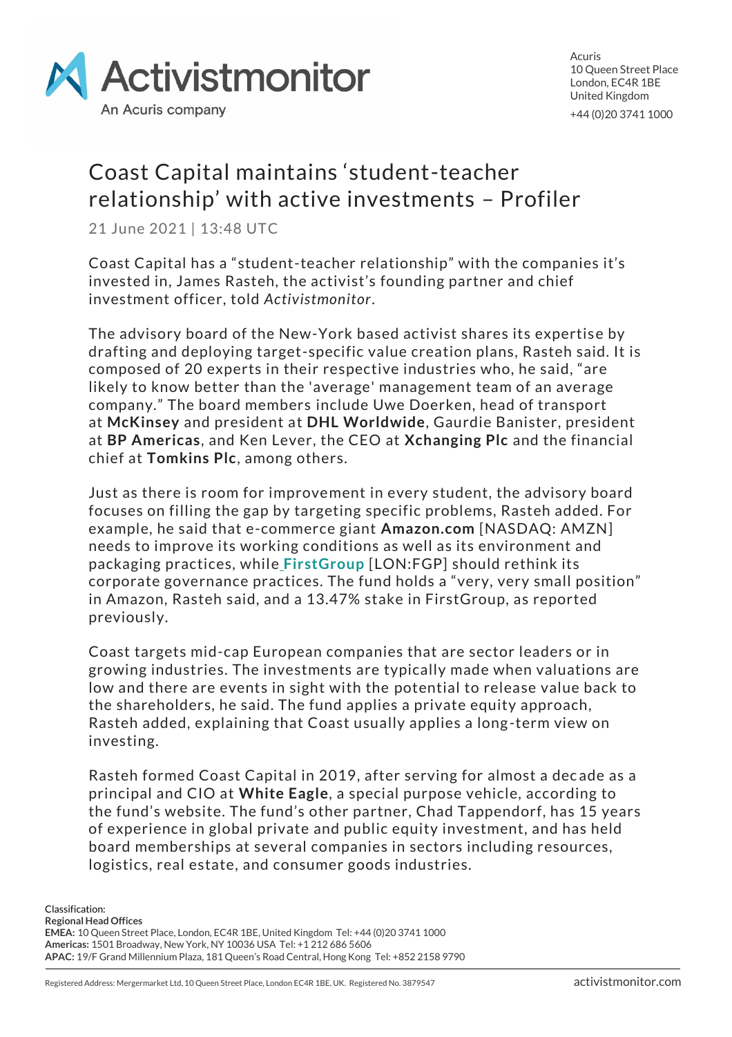# Coast Capital maintains 'student-teacher relationship' with active investments – Profiler

21 June 2021 | 13:48 UTC

Coast Capital has a "student-teacher relationship" with the companies it's invested in, James Rasteh, the activist's founding partner and chief investment officer, told *Activistmonitor*.

The advisory board of the New-York based activist shares its expertise by drafting and deploying target-specific value creation plans, Rasteh said. It is composed of 20 experts in their respective industries who, he said, "are likely to know better than the 'average' management team of an average company." The board members include Uwe Doerken, head of transport at **McKinsey** and president at **DHL Worldwide**, Gaurdie Banister, president at **BP Americas**, and Ken Lever, the CEO at **Xchanging Plc** and the financial chief at **Tomkins Plc**, among others.

Just as there is room for improvement in every student, the advisory board focuses on filling the gap by targeting specific problems, Rasteh added. For example, he said that e-commerce giant **Amazon.com** [NASDAQ: AMZN] needs to improve its working conditions as well as its environment and packaging practices, while **FirstGroup** [LON:FGP] should rethink its corporate governance practices. The fund holds a "very, very small position" in Amazon, Rasteh said, and a 13.47% stake in FirstGroup, as reported previously.

Coast targets mid-cap European companies that are sector leaders or in growing industries. The investments are typically made when valuations are low and there are events in sight with the potential to release value back to the shareholders, he said. The fund applies a private equity approach, Rasteh added, explaining that Coast usually applies a long-term view on investing.

Rasteh formed Coast Capital in 2019, after serving for almost a decade as a principal and CIO at **White Eagle**, a special purpose vehicle, according to the fund's website. The fund's other partner, Chad Tappendorf, has 15 years of experience in global private and public equity investment, and has held board memberships at several companies in sectors including resources, logistics, real estate, and consumer goods industries.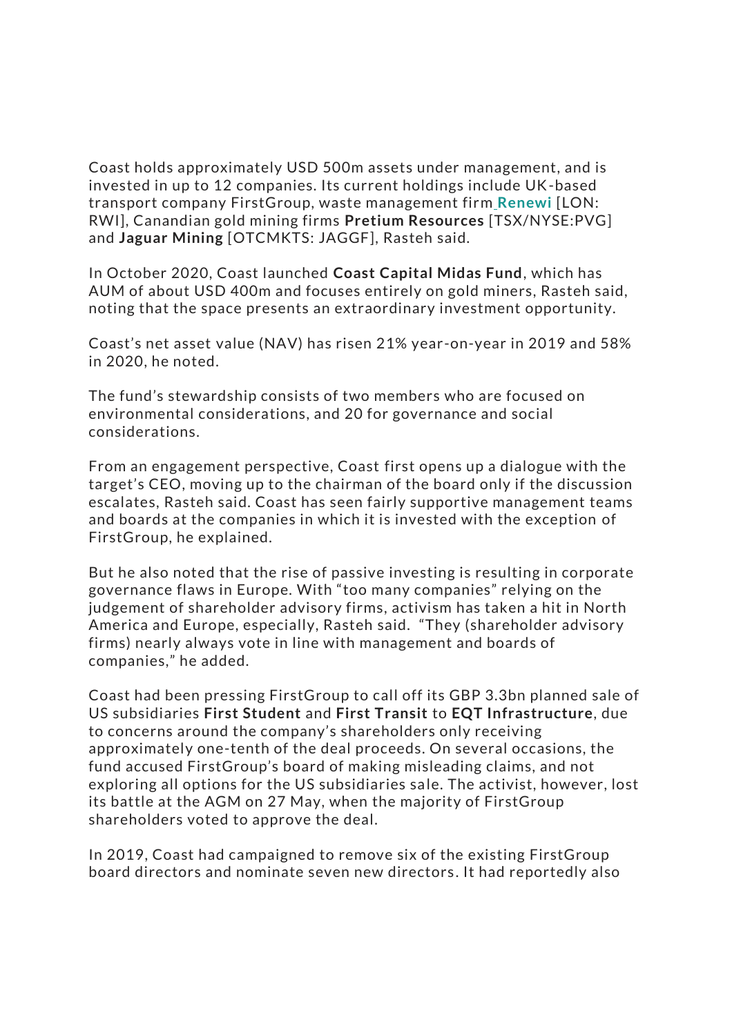Coast holds approximately USD 500m assets under management, and is invested in up to 12 companies. Its current holdings include UK-based transport company FirstGroup, waste management firm **Renewi** [LON: RWI], Canandian gold mining firms **Pretium Resources** [TSX/NYSE:PVG] and **Jaguar Mining** [OTCMKTS: JAGGF], Rasteh said.

In October 2020, Coast launched **Coast Capital Midas Fund**, which has AUM of about USD 400m and focuses entirely on gold miners, Rasteh said, noting that the space presents an extraordinary investment opportunity.

Coast's net asset value (NAV) has risen 21% year-on-year in 2019 and 58% in 2020, he noted.

The fund's stewardship consists of two members who are focused on environmental considerations, and 20 for governance and social considerations.

From an engagement perspective, Coast first opens up a dialogue with the target's CEO, moving up to the chairman of the board only if the discussion escalates, Rasteh said. Coast has seen fairly supportive management teams and boards at the companies in which it is invested with the exception of FirstGroup, he explained.

But he also noted that the rise of passive investing is resulting in corporate governance flaws in Europe. With "too many companies" relying on the judgement of shareholder advisory firms, activism has taken a hit in North America and Europe, especially, Rasteh said. "They (shareholder advisory firms) nearly always vote in line with management and boards of companies," he added.

Coast had been pressing FirstGroup to call off its GBP 3.3bn planned sale of US subsidiaries **First Student** and **First Transit** to **EQT Infrastructure**, due to concerns around the company's shareholders only receiving approximately one-tenth of the deal proceeds. On several occasions, the fund accused FirstGroup's board of making misleading claims, and not exploring all options for the US subsidiaries sale. The activist, however, lost its battle at the AGM on 27 May, when the majority of FirstGroup shareholders voted to approve the deal.

In 2019, Coast had campaigned to remove six of the existing FirstGroup board directors and nominate seven new directors. It had reportedly also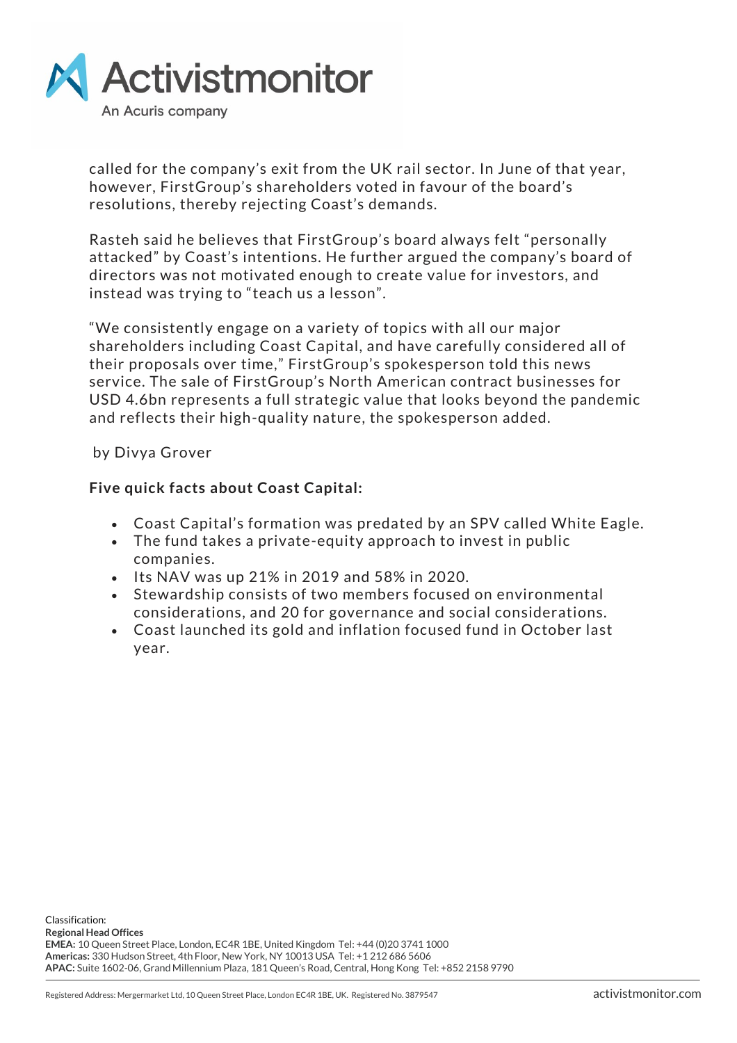called for the company's exit from the UK rail sector. In June of that year, however, FirstGroup's shareholders voted in favour of the board's resolutions, thereby rejecting Coast's demands.

Rasteh said he believes that FirstGroup's board always felt "personally attacked" by Coast's intentions. He further argued the company's board of directors was not motivated enough to create value for investors, and instead was trying to "teach us a lesson".

"We consistently engage on a variety of topics with all our major shareholders including Coast Capital, and have carefully considered all of their proposals over time," FirstGroup's spokesperson told this news service. The sale of FirstGroup's North American contract businesses for USD 4.6bn represents a full strategic value that looks beyond the pandemic and reflects their high-quality nature, the spokesperson added.

by Divya Grover

**Five quick facts about Coast Capital:**

- Coast Capital's formation was predated by an SPV called White Eagle.
- The fund takes a private-equity approach to invest in public companies.
- Its NAV was up 21% in 2019 and 58% in 2020.
- Stewardship consists of two members focused on environmental considerations, and 20 for governance and social considerations.
- Coast launched its gold and inflation focused fund in October last year.